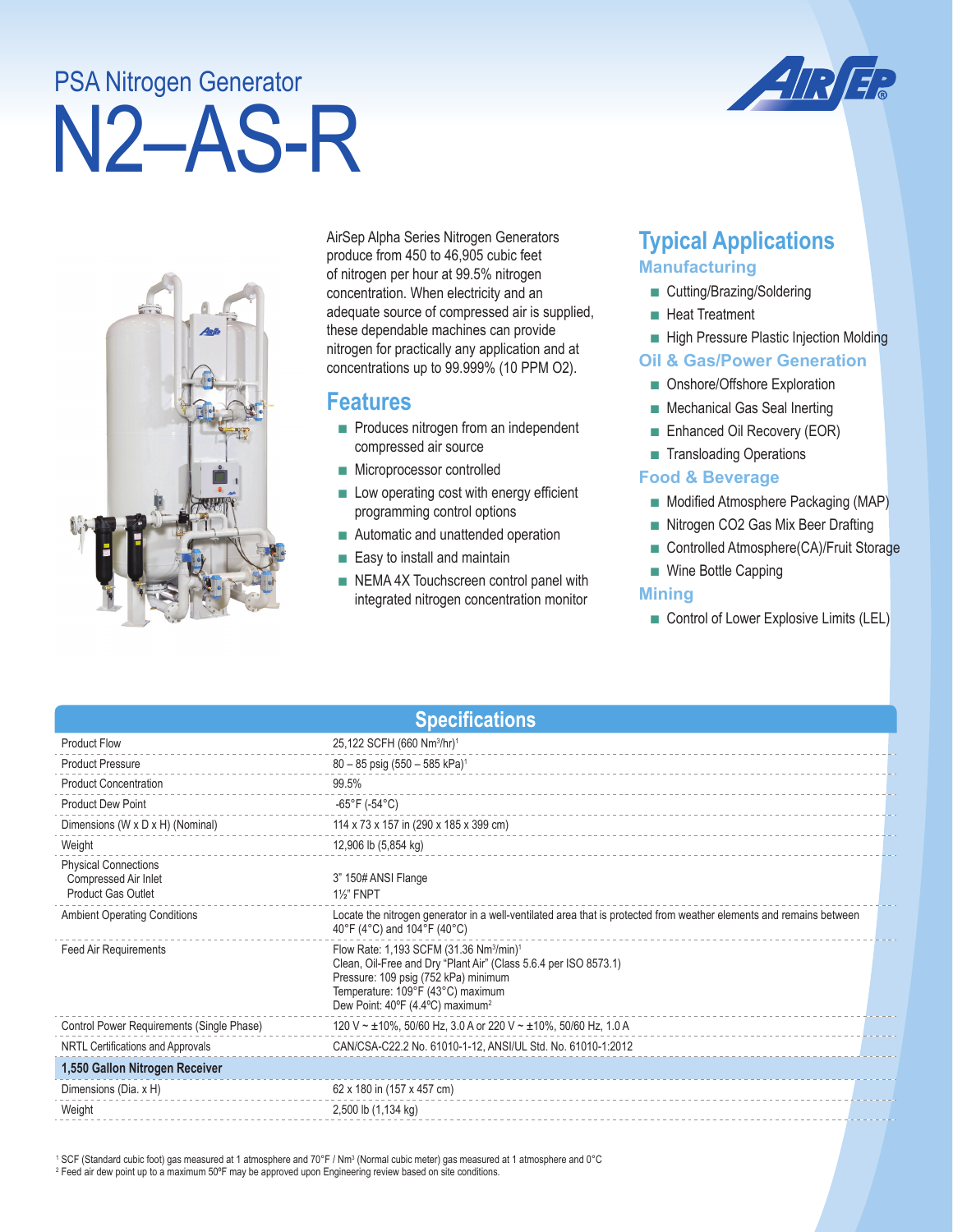# PSA Nitrogen Generator

# N2–AS-R

AirSep Alpha Series Nitrogen Generators produce from 450 to 46,905 cubic feet of nitrogen per hour at 99.5% nitrogen concentration. When electricity and an adequate source of compressed air is supplied, these dependable machines can provide nitrogen for practically any application and at concentrations up to 99.999% (10 PPM O2).

## Features

- Produces nitrogen from an independent compressed air source
- Microprocessor controlled
- Low operating cost with energy efficient programming control options
- Automatic and unattended operation
- Easy to install and maintain
- NEMA 4X Touchscreen control panel with integrated nitrogen concentration monitor

## Typical Applications

### Manufacturing

- Cutting/Brazing/Soldering
- Heat Treatment
- High Pressure Plastic Injection Molding

### Oil & Gas/Power Generation

- Onshore/Offshore Exploration
- Mechanical Gas Seal Inerting
- Enhanced Oil Recovery (EOR)
- Transloading Operations

### Food & Beverage

- Modified Atmosphere Packaging (MAP)
- Nitrogen CO2 Gas Mix Beer Drafting
- Controlled Atmosphere(CA)/Fruit Storage
- Wine Bottle Capping

### Mining

- Control of Lower Explosive Limits (LEL)

## Specifications

| | |
|---|---|
| Product Flow | 25,122 SCFH (660 Nm³/hr)[1] |
| Product Pressure | 80 – 85 psig (550 – 585 kPa)[1] |
| Product Concentration | 99.5% |
| Product Dew Point | -65°F (-54°C) |
| Dimensions (W x D x H) (Nominal) | 114 x 73 x 157 in (290 x 185 x 399 cm) |
| Weight | 12,906 lb (5,854 kg) |
| Physical Connections<br>Compressed Air Inlet<br>Product Gas Outlet | <br>3" 150# ANSI Flange<br>1½" FNPT |
| Ambient Operating Conditions | Locate the nitrogen generator in a well-ventilated area that is protected from weather elements and remains between 40°F (4°C) and 104°F (40°C) |
| Feed Air Requirements | Flow Rate: 1,193 SCFM (31.36 Nm³/min)[1]<br>Clean, Oil-Free and Dry "Plant Air" (Class 5.6.4 per ISO 8573.1)<br>Pressure: 109 psig (752 kPa) minimum<br>Temperature: 109°F (43°C) maximum<br>Dew Point: 40ºF (4.4ºC) maximum[2] |
| Control Power Requirements (Single Phase) | 120 V ~ ±10%, 50/60 Hz, 3.0 A or 220 V ~ ±10%, 50/60 Hz, 1.0 A |
| NRTL Certifications and Approvals | CAN/CSA-C22.2 No. 61010-1-12, ANSI/UL Std. No. 61010-1:2012 |
| **1,550 Gallon Nitrogen Receiver** | |
| Dimensions (Dia. x H) | 62 x 180 in (157 x 457 cm) |
| Weight | 2,500 lb (1,134 kg) |

[1] SCF (Standard cubic foot) gas measured at 1 atmosphere and 70°F / Nm³ (Normal cubic meter) gas measured at 1 atmosphere and 0°C
[2] Feed air dew point up to a maximum 50ºF may be approved upon Engineering review based on site conditions.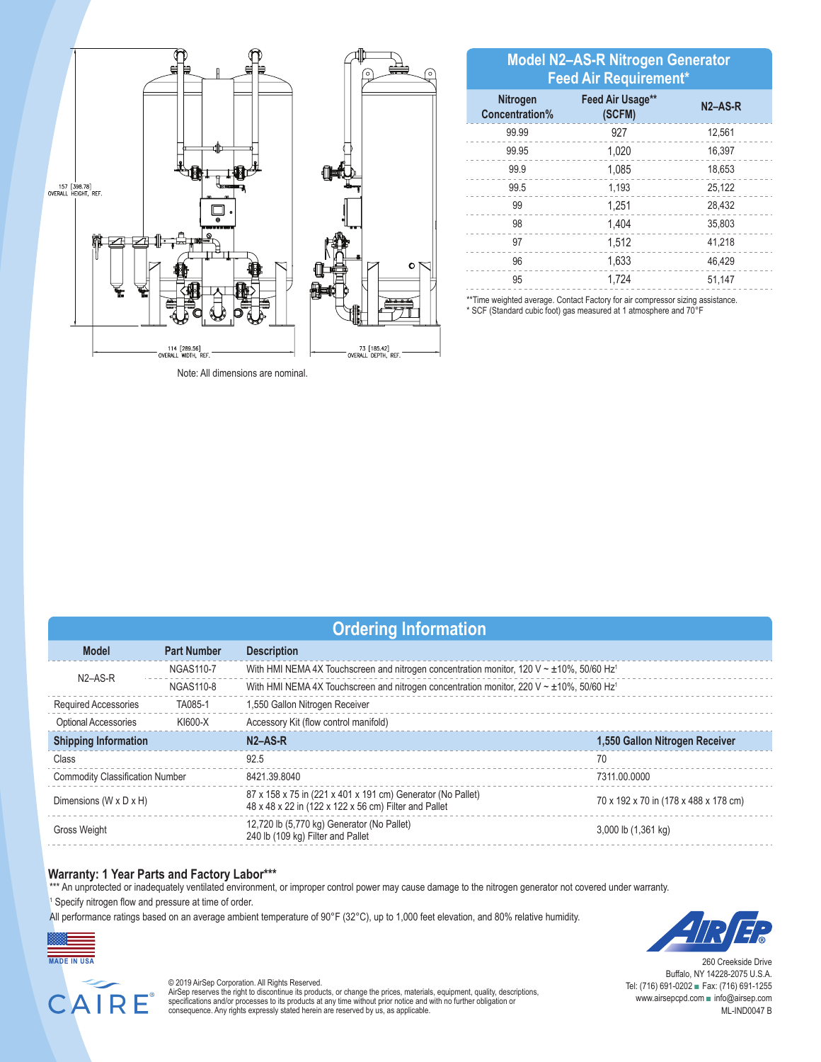157 [398.78]
OVERALL HEIGHT, REF.

114 [289.56]
OVERALL WIDTH, REF.

73 [185.42]
OVERALL DEPTH, REF.

Note: All dimensions are nominal.

## Model N2–AS-R Nitrogen Generator Feed Air Requirement*

| Nitrogen Concentration% | Feed Air Usage** (SCFM) | N2–AS-R |
|---|---|---|
| 99.99 | 927 | 12,561 |
| 99.95 | 1,020 | 16,397 |
| 99.9 | 1,085 | 18,653 |
| 99.5 | 1,193 | 25,122 |
| 99 | 1,251 | 28,432 |
| 98 | 1,404 | 35,803 |
| 97 | 1,512 | 41,218 |
| 96 | 1,633 | 46,429 |
| 95 | 1,724 | 51,147 |

**Time weighted average. Contact Factory for air compressor sizing assistance.
* SCF (Standard cubic foot) gas measured at 1 atmosphere and 70°F

## Ordering Information

| Model | Part Number | Description |
|---|---|---|
| N2–AS-R | NGAS110-7 | With HMI NEMA 4X Touchscreen and nitrogen concentration monitor, 120 V ~ ±10%, 50/60 Hz[1] |
| | NGAS110-8 | With HMI NEMA 4X Touchscreen and nitrogen concentration monitor, 220 V ~ ±10%, 50/60 Hz[1] |
| Required Accessories | TA085-1 | 1,550 Gallon Nitrogen Receiver |
| Optional Accessories | KI600-X | Accessory Kit (flow control manifold) |

| Shipping Information | N2–AS-R | 1,550 Gallon Nitrogen Receiver |
|---|---|---|
| Class | 92.5 | 70 |
| Commodity Classification Number | 8421.39.8040 | 7311.00.0000 |
| Dimensions (W x D x H) | 87 x 158 x 75 in (221 x 401 x 191 cm) Generator (No Pallet)<br>48 x 48 x 22 in (122 x 122 x 56 cm) Filter and Pallet | 70 x 192 x 70 in (178 x 488 x 178 cm) |
| Gross Weight | 12,720 lb (5,770 kg) Generator (No Pallet)<br>240 lb (109 kg) Filter and Pallet | 3,000 lb (1,361 kg) |

**Warranty: 1 Year Parts and Factory Labor*****

*** An unprotected or inadequately ventilated environment, or improper control power may cause damage to the nitrogen generator not covered under warranty.

[1] Specify nitrogen flow and pressure at time of order.

All performance ratings based on an average ambient temperature of 90°F (32°C), up to 1,000 feet elevation, and 80% relative humidity.

MADE IN USA

CAIRE®

© 2019 AirSep Corporation. All Rights Reserved.
AirSep reserves the right to discontinue its products, or change the prices, materials, equipment, quality, descriptions, specifications and/or processes to its products at any time without prior notice and with no further obligation or consequence. Any rights expressly stated herein are reserved by us, as applicable.

AIRSEP®

260 Creekside Drive
Buffalo, NY 14228-2075 U.S.A.
Tel: (716) 691-0202 ■ Fax: (716) 691-1255
www.airsepcpd.com ■ info@airsep.com
ML-IND0047 B